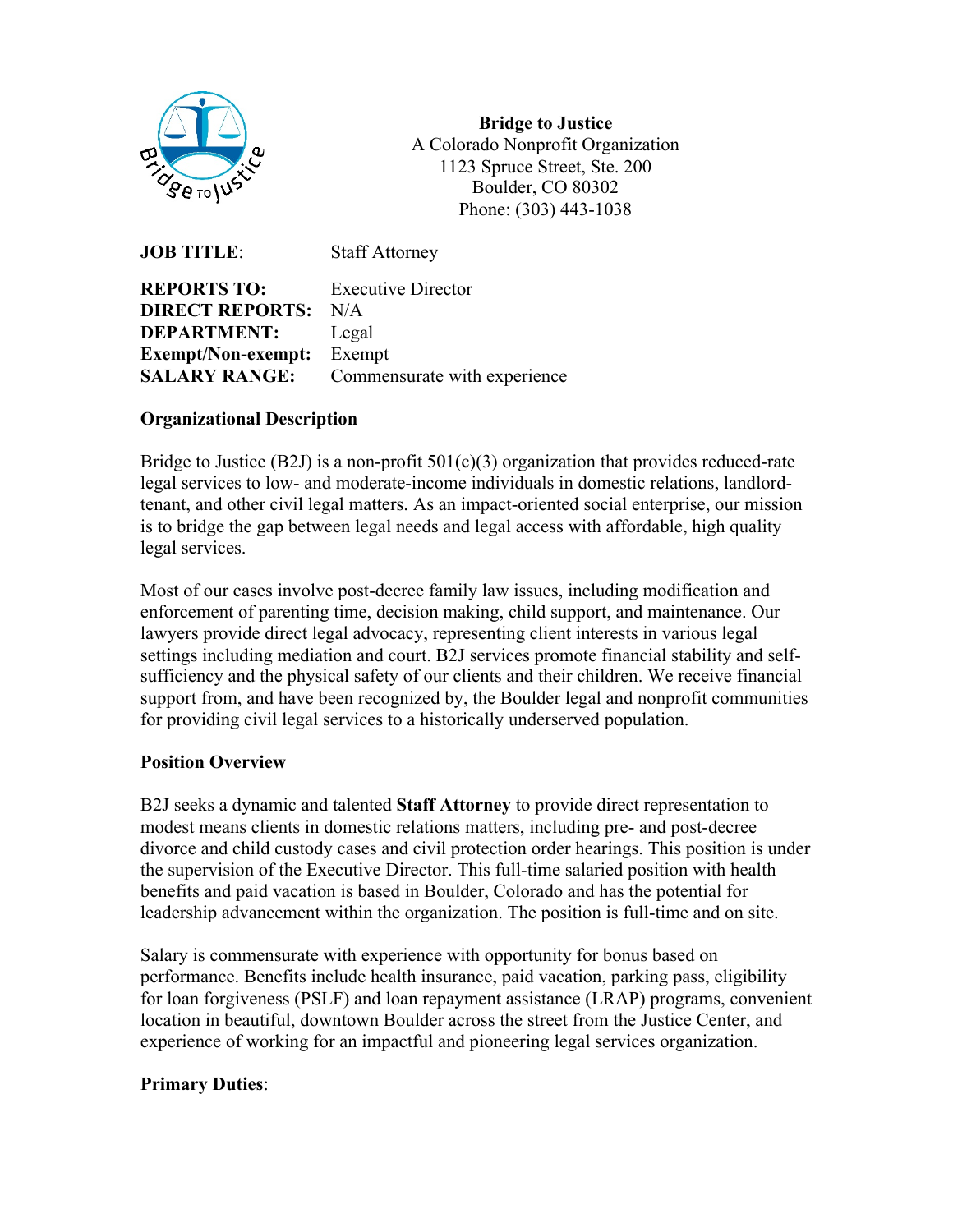**Bridge to Justice**
A Colorado Nonprofit Organization
1123 Spruce Street, Ste. 200
Boulder, CO 80302
Phone: (303) 443-1038

**JOB TITLE**: Staff Attorney

**REPORTS TO:** Executive Director
**DIRECT REPORTS:** N/A
**DEPARTMENT:** Legal
**Exempt/Non-exempt:** Exempt
**SALARY RANGE:** Commensurate with experience

**Organizational Description**

Bridge to Justice (B2J) is a non-profit 501(c)(3) organization that provides reduced-rate legal services to low- and moderate-income individuals in domestic relations, landlord-tenant, and other civil legal matters. As an impact-oriented social enterprise, our mission is to bridge the gap between legal needs and legal access with affordable, high quality legal services.

Most of our cases involve post-decree family law issues, including modification and enforcement of parenting time, decision making, child support, and maintenance. Our lawyers provide direct legal advocacy, representing client interests in various legal settings including mediation and court. B2J services promote financial stability and self-sufficiency and the physical safety of our clients and their children. We receive financial support from, and have been recognized by, the Boulder legal and nonprofit communities for providing civil legal services to a historically underserved population.

**Position Overview**

B2J seeks a dynamic and talented **Staff Attorney** to provide direct representation to modest means clients in domestic relations matters, including pre- and post-decree divorce and child custody cases and civil protection order hearings. This position is under the supervision of the Executive Director. This full-time salaried position with health benefits and paid vacation is based in Boulder, Colorado and has the potential for leadership advancement within the organization. The position is full-time and on site.

Salary is commensurate with experience with opportunity for bonus based on performance. Benefits include health insurance, paid vacation, parking pass, eligibility for loan forgiveness (PSLF) and loan repayment assistance (LRAP) programs, convenient location in beautiful, downtown Boulder across the street from the Justice Center, and experience of working for an impactful and pioneering legal services organization.

**Primary Duties**: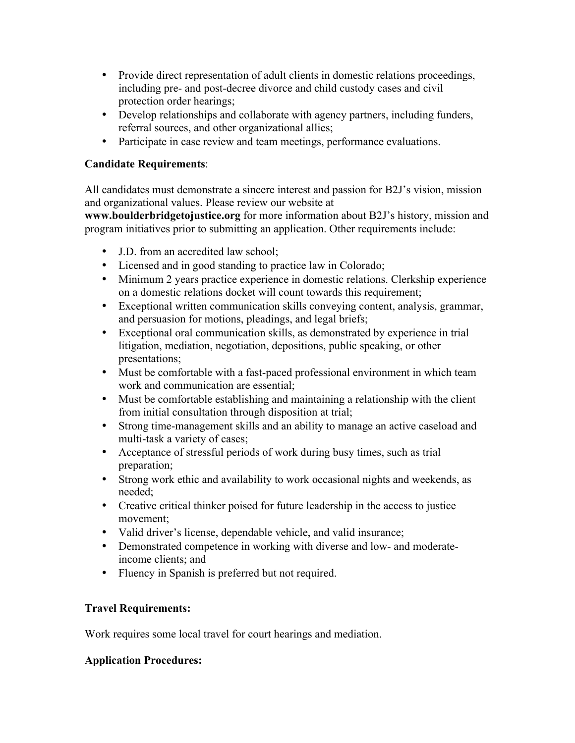- Provide direct representation of adult clients in domestic relations proceedings, including pre- and post-decree divorce and child custody cases and civil protection order hearings;
- Develop relationships and collaborate with agency partners, including funders, referral sources, and other organizational allies;
- Participate in case review and team meetings, performance evaluations.

**Candidate Requirements**:

All candidates must demonstrate a sincere interest and passion for B2J's vision, mission and organizational values. Please review our website at **www.boulderbridgetojustice.org** for more information about B2J's history, mission and program initiatives prior to submitting an application. Other requirements include:

- J.D. from an accredited law school;
- Licensed and in good standing to practice law in Colorado;
- Minimum 2 years practice experience in domestic relations. Clerkship experience on a domestic relations docket will count towards this requirement;
- Exceptional written communication skills conveying content, analysis, grammar, and persuasion for motions, pleadings, and legal briefs;
- Exceptional oral communication skills, as demonstrated by experience in trial litigation, mediation, negotiation, depositions, public speaking, or other presentations;
- Must be comfortable with a fast-paced professional environment in which team work and communication are essential;
- Must be comfortable establishing and maintaining a relationship with the client from initial consultation through disposition at trial;
- Strong time-management skills and an ability to manage an active caseload and multi-task a variety of cases;
- Acceptance of stressful periods of work during busy times, such as trial preparation;
- Strong work ethic and availability to work occasional nights and weekends, as needed;
- Creative critical thinker poised for future leadership in the access to justice movement;
- Valid driver's license, dependable vehicle, and valid insurance;
- Demonstrated competence in working with diverse and low- and moderate-income clients; and
- Fluency in Spanish is preferred but not required.

**Travel Requirements:**

Work requires some local travel for court hearings and mediation.

**Application Procedures:**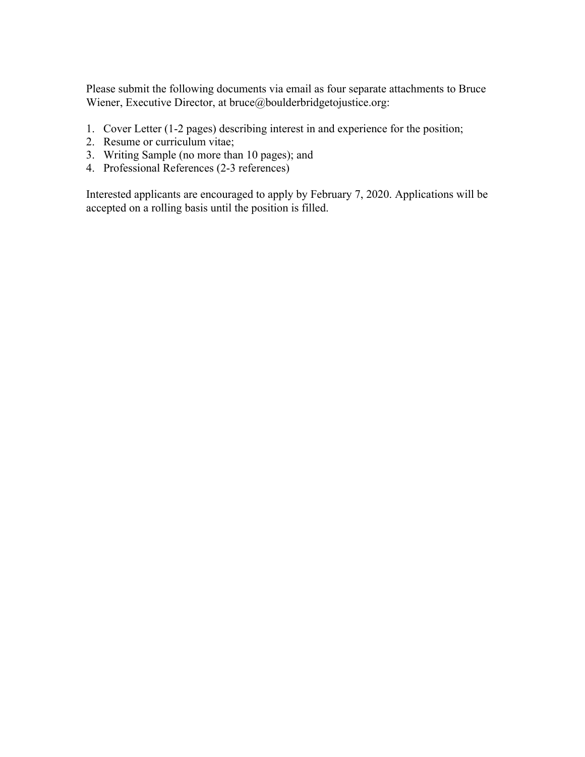Please submit the following documents via email as four separate attachments to Bruce Wiener, Executive Director, at bruce@boulderbridgetojustice.org:

1. Cover Letter (1-2 pages) describing interest in and experience for the position;
2. Resume or curriculum vitae;
3. Writing Sample (no more than 10 pages); and
4. Professional References (2-3 references)

Interested applicants are encouraged to apply by February 7, 2020. Applications will be accepted on a rolling basis until the position is filled.